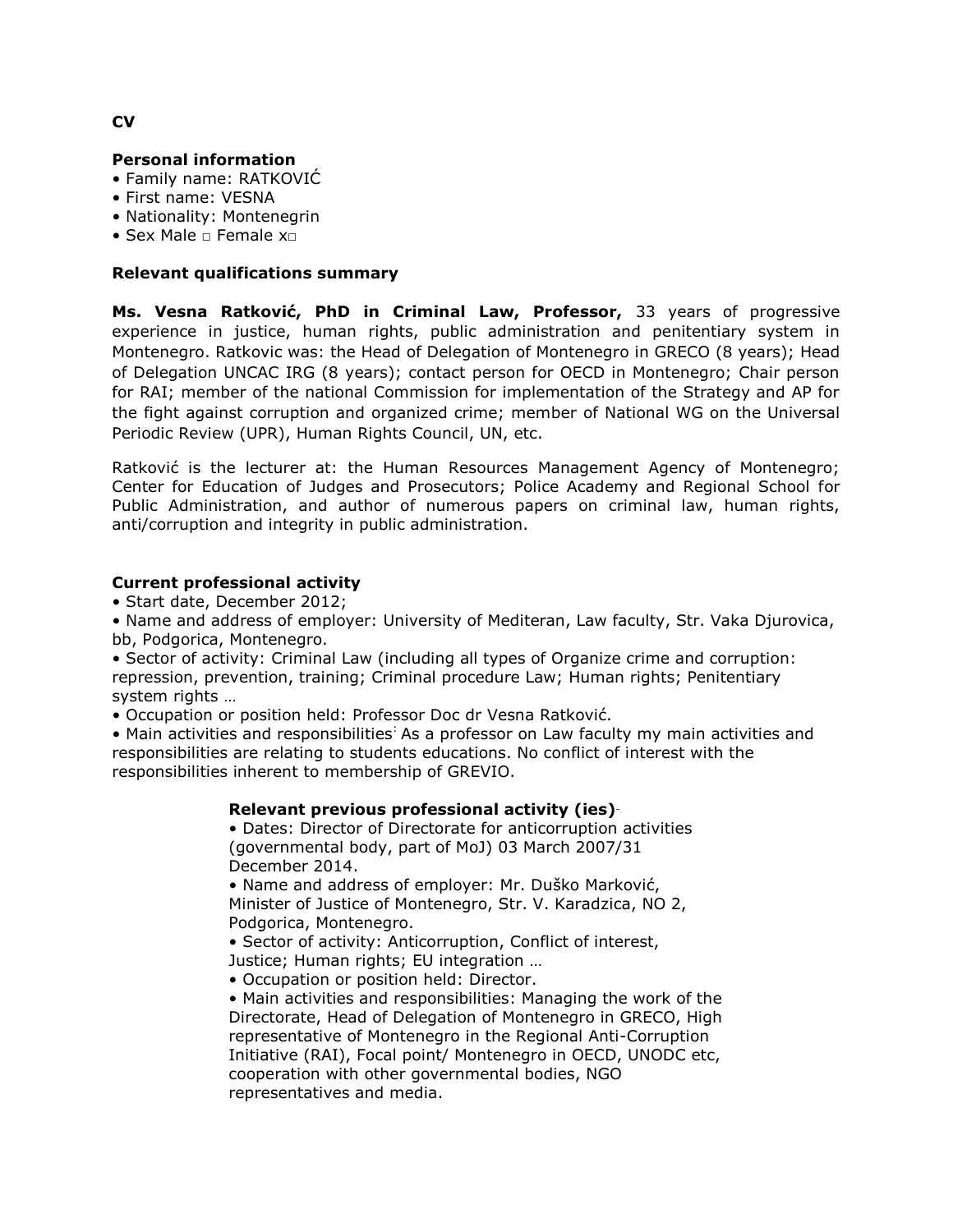**CV**

**Personal information**

- Family name: RATKOVIĆ
- First name: VESNA
- Nationality: Montenegrin
- Sex Male □ Female x□

**Relevant qualifications summary**

**Ms. Vesna Ratković, PhD in Criminal Law, Professor,** 33 years of progressive experience in justice, human rights, public administration and penitentiary system in Montenegro. Ratkovic was: the Head of Delegation of Montenegro in GRECO (8 years); Head of Delegation UNCAC IRG (8 years); contact person for OECD in Montenegro; Chair person for RAI; member of the national Commission for implementation of the Strategy and AP for the fight against corruption and organized crime; member of National WG on the Universal Periodic Review (UPR), Human Rights Council, UN, etc.

Ratković is the lecturer at: the Human Resources Management Agency of Montenegro; Center for Education of Judges and Prosecutors; Police Academy and Regional School for Public Administration, and author of numerous papers on criminal law, human rights, anti/corruption and integrity in public administration.

**Current professional activity**

- Start date, December 2012;
- Name and address of employer: University of Mediteran, Law faculty, Str. Vaka Djurovica, bb, Podgorica, Montenegro.
- Sector of activity: Criminal Law (including all types of Organize crime and corruption: repression, prevention, training; Criminal procedure Law; Human rights; Penitentiary system rights …
- Occupation or position held: Professor Doc dr Vesna Ratković.
- Main activities and responsibilities: As a professor on Law faculty my main activities and responsibilities are relating to students educations. No conflict of interest with the responsibilities inherent to membership of GREVIO.

**Relevant previous professional activity (ies)**

- Dates: Director of Directorate for anticorruption activities (governmental body, part of MoJ) 03 March 2007/31 December 2014.
- Name and address of employer: Mr. Duško Marković, Minister of Justice of Montenegro, Str. V. Karadzica, NO 2, Podgorica, Montenegro.
- Sector of activity: Anticorruption, Conflict of interest, Justice; Human rights; EU integration …
- Occupation or position held: Director.
- Main activities and responsibilities: Managing the work of the Directorate, Head of Delegation of Montenegro in GRECO, High representative of Montenegro in the Regional Anti-Corruption Initiative (RAI), Focal point/ Montenegro in OECD, UNODC etc, cooperation with other governmental bodies, NGO representatives and media.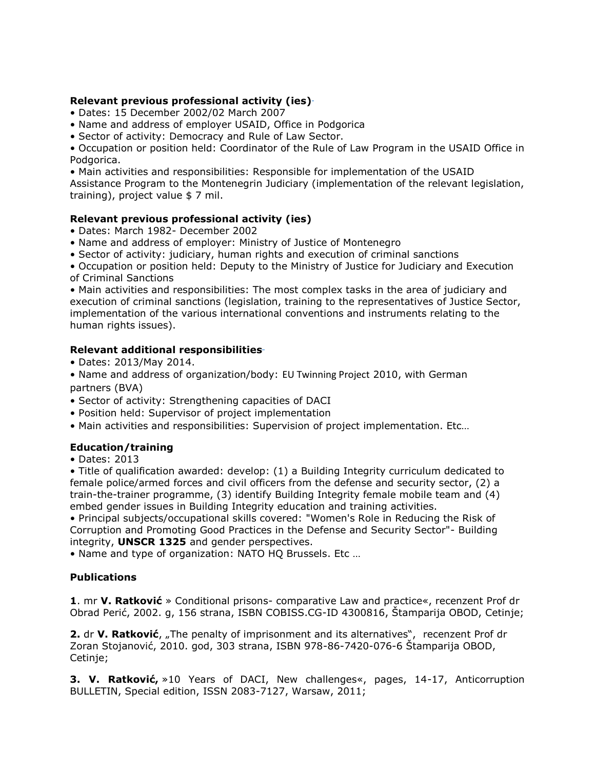**Relevant previous professional activity (ies)**

- Dates: 15 December 2002/02 March 2007
- Name and address of employer USAID, Office in Podgorica
- Sector of activity: Democracy and Rule of Law Sector.
- Occupation or position held: Coordinator of the Rule of Law Program in the USAID Office in Podgorica.
- Main activities and responsibilities: Responsible for implementation of the USAID Assistance Program to the Montenegrin Judiciary (implementation of the relevant legislation, training), project value $ 7 mil.

**Relevant previous professional activity (ies)**

- Dates: March 1982- December 2002
- Name and address of employer: Ministry of Justice of Montenegro
- Sector of activity: judiciary, human rights and execution of criminal sanctions
- Occupation or position held: Deputy to the Ministry of Justice for Judiciary and Execution of Criminal Sanctions
- Main activities and responsibilities: The most complex tasks in the area of judiciary and execution of criminal sanctions (legislation, training to the representatives of Justice Sector, implementation of the various international conventions and instruments relating to the human rights issues).

**Relevant additional responsibilities**

- Dates: 2013/May 2014.
- Name and address of organization/body: EU Twinning Project 2010, with German partners (BVA)
- Sector of activity: Strengthening capacities of DACI
- Position held: Supervisor of project implementation
- Main activities and responsibilities: Supervision of project implementation. Etc…

**Education/training**

- Dates: 2013
- Title of qualification awarded: develop: (1) a Building Integrity curriculum dedicated to female police/armed forces and civil officers from the defense and security sector, (2) a train-the-trainer programme, (3) identify Building Integrity female mobile team and (4) embed gender issues in Building Integrity education and training activities.
- Principal subjects/occupational skills covered: "Women's Role in Reducing the Risk of Corruption and Promoting Good Practices in the Defense and Security Sector"- Building integrity, **UNSCR 1325** and gender perspectives.
- Name and type of organization: NATO HQ Brussels. Etc …

**Publications**

**1**. mr **V. Ratković** » Conditional prisons- comparative Law and practice«, recenzent Prof dr Obrad Perić, 2002. g, 156 strana, ISBN COBISS.CG-ID 4300816, Štamparija OBOD, Cetinje;

**2.** dr **V. Ratković**, „The penalty of imprisonment and its alternatives", recenzent Prof dr Zoran Stojanović, 2010. god, 303 strana, ISBN 978-86-7420-076-6 Štamparija OBOD, Cetinje;

**3. V. Ratković,** »10 Years of DACI, New challenges«, pages, 14-17, Anticorruption BULLETIN, Special edition, ISSN 2083-7127, Warsaw, 2011;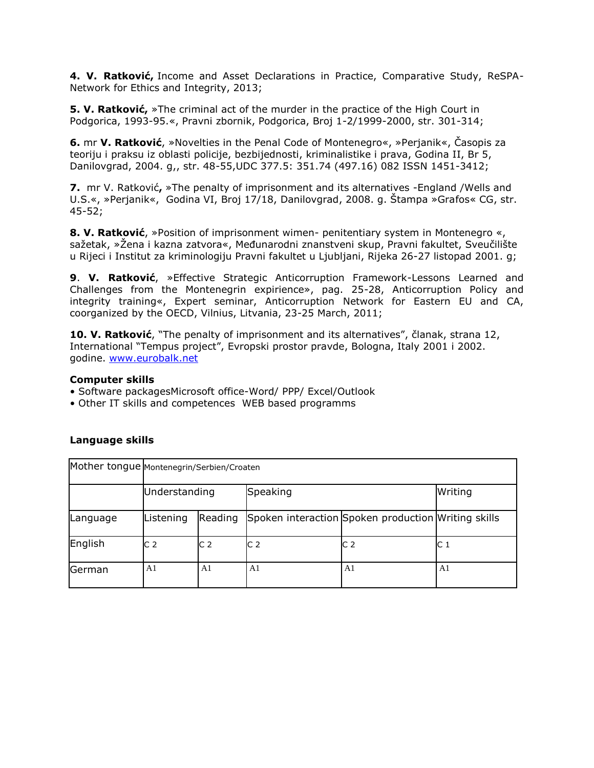**4. V. Ratković,** Income and Asset Declarations in Practice, Comparative Study, ReSPA-Network for Ethics and Integrity, 2013;

**5. V. Ratković,** »The criminal act of the murder in the practice of the High Court in Podgorica, 1993-95.«, Pravni zbornik, Podgorica, Broj 1-2/1999-2000, str. 301-314;

**6.** mr **V. Ratković**, »Novelties in the Penal Code of Montenegro«, »Perjanik«, Časopis za teoriju i praksu iz oblasti policije, bezbijednosti, kriminalistike i prava, Godina II, Br 5, Danilovgrad, 2004. g,, str. 48-55,UDC 377.5: 351.74 (497.16) 082 ISSN 1451-3412;

**7.** mr V. Ratković**,** »The penalty of imprisonment and its alternatives -England /Wells and U.S.«, »Perjanik«, Godina VI, Broj 17/18, Danilovgrad, 2008. g. Štampa »Grafos« CG, str. 45-52;

**8. V. Ratković**, »Position of imprisonment wimen- penitentiary system in Montenegro «, sažetak, »Žena i kazna zatvora«, Međunarodni znanstveni skup, Pravni fakultet, Sveučilište u Rijeci i Institut za kriminologiju Pravni fakultet u Ljubljani, Rijeka 26-27 listopad 2001. g;

**9**. **V. Ratković**, »Effective Strategic Anticorruption Framework-Lessons Learned and Challenges from the Montenegrin expirience», pag. 25-28, Anticorruption Policy and integrity training«, Expert seminar, Anticorruption Network for Eastern EU and CA, coorganized by the OECD, Vilnius, Litvania, 23-25 March, 2011;

**10. V. Ratković**, "The penalty of imprisonment and its alternatives", članak, strana 12, International "Tempus project", Evropski prostor pravde, Bologna, Italy 2001 i 2002. godine. www.eurobalk.net

**Computer skills**

- Software packagesMicrosoft office-Word/ PPP/ Excel/Outlook
- Other IT skills and competences WEB based programms

**Language skills**

| Mother tongue | Montenegrin/Serbien/Croaten | | | | |
|---|---|---|---|---|---|
| | Understanding | | Speaking | | Writing |
| Language | Listening | Reading | Spoken interaction | Spoken production | Writing skills |
| English | C 2 | C 2 | C 2 | C 2 | C 1 |
| German | A1 | A1 | A1 | A1 | A1 |